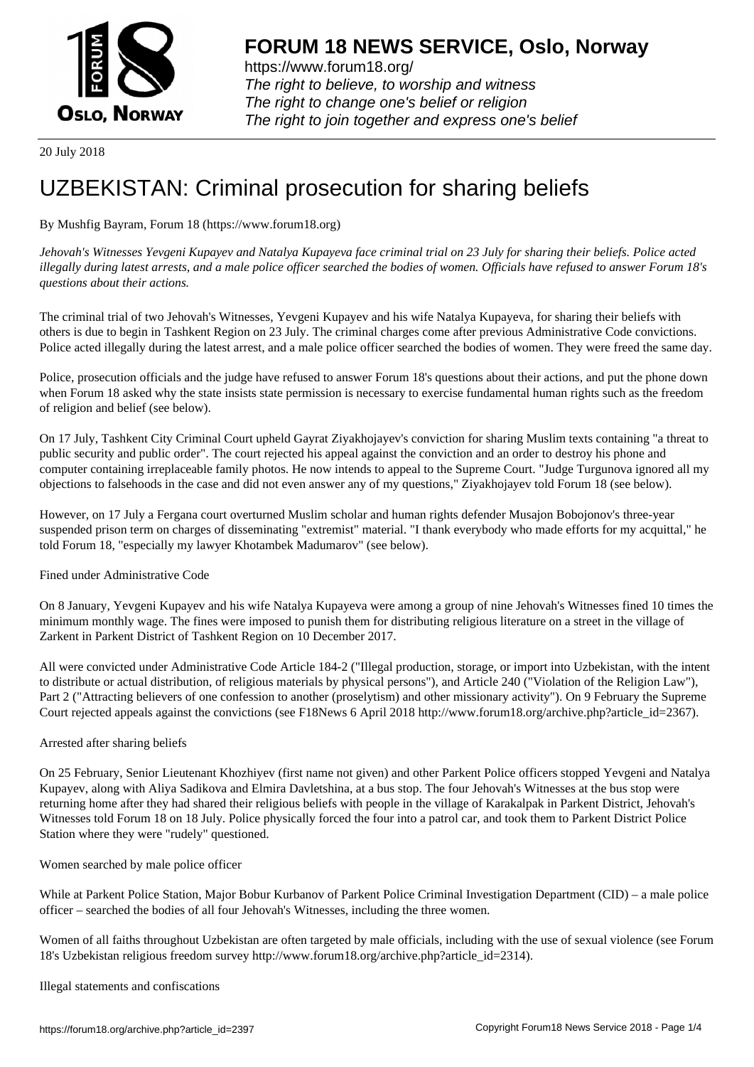20 July 2018

# UZBEKISTAN: Criminal prosecution for sharing beliefs

By Mushfig Bayram, Forum 18 (https://www.forum18.org)

*Jehovah's Witnesses Yevgeni Kupayev and Natalya Kupayeva face criminal trial on 23 July for sharing their beliefs. Police acted illegally during latest arrests, and a male police officer searched the bodies of women. Officials have refused to answer Forum 18's questions about their actions.*

The criminal trial of two Jehovah's Witnesses, Yevgeni Kupayev and his wife Natalya Kupayeva, for sharing their beliefs with others is due to begin in Tashkent Region on 23 July. The criminal charges come after previous Administrative Code convictions. Police acted illegally during the latest arrest, and a male police officer searched the bodies of women. They were freed the same day.

Police, prosecution officials and the judge have refused to answer Forum 18's questions about their actions, and put the phone down when Forum 18 asked why the state insists state permission is necessary to exercise fundamental human rights such as the freedom of religion and belief (see below).

On 17 July, Tashkent City Criminal Court upheld Gayrat Ziyakhojayev's conviction for sharing Muslim texts containing "a threat to public security and public order". The court rejected his appeal against the conviction and an order to destroy his phone and computer containing irreplaceable family photos. He now intends to appeal to the Supreme Court. "Judge Turgunova ignored all my objections to falsehoods in the case and did not even answer any of my questions," Ziyakhojayev told Forum 18 (see below).

However, on 17 July a Fergana court overturned Muslim scholar and human rights defender Musajon Bobojonov's three-year suspended prison term on charges of disseminating "extremist" material. "I thank everybody who made efforts for my acquittal," he told Forum 18, "especially my lawyer Khotambek Madumarov" (see below).

## Fined under Administrative Code

On 8 January, Yevgeni Kupayev and his wife Natalya Kupayeva were among a group of nine Jehovah's Witnesses fined 10 times the minimum monthly wage. The fines were imposed to punish them for distributing religious literature on a street in the village of Zarkent in Parkent District of Tashkent Region on 10 December 2017.

All were convicted under Administrative Code Article 184-2 ("Illegal production, storage, or import into Uzbekistan, with the intent to distribute or actual distribution, of religious materials by physical persons"), and Article 240 ("Violation of the Religion Law"), Part 2 ("Attracting believers of one confession to another (proselytism) and other missionary activity"). On 9 February the Supreme Court rejected appeals against the convictions (see F18News 6 April 2018 http://www.forum18.org/archive.php?article_id=2367).

## Arrested after sharing beliefs

On 25 February, Senior Lieutenant Khozhiyev (first name not given) and other Parkent Police officers stopped Yevgeni and Natalya Kupayev, along with Aliya Sadikova and Elmira Davletshina, at a bus stop. The four Jehovah's Witnesses at the bus stop were returning home after they had shared their religious beliefs with people in the village of Karakalpak in Parkent District, Jehovah's Witnesses told Forum 18 on 18 July. Police physically forced the four into a patrol car, and took them to Parkent District Police Station where they were "rudely" questioned.

## Women searched by male police officer

While at Parkent Police Station, Major Bobur Kurbanov of Parkent Police Criminal Investigation Department (CID) – a male police officer – searched the bodies of all four Jehovah's Witnesses, including the three women.

Women of all faiths throughout Uzbekistan are often targeted by male officials, including with the use of sexual violence (see Forum 18's Uzbekistan religious freedom survey http://www.forum18.org/archive.php?article_id=2314).

## Illegal statements and confiscations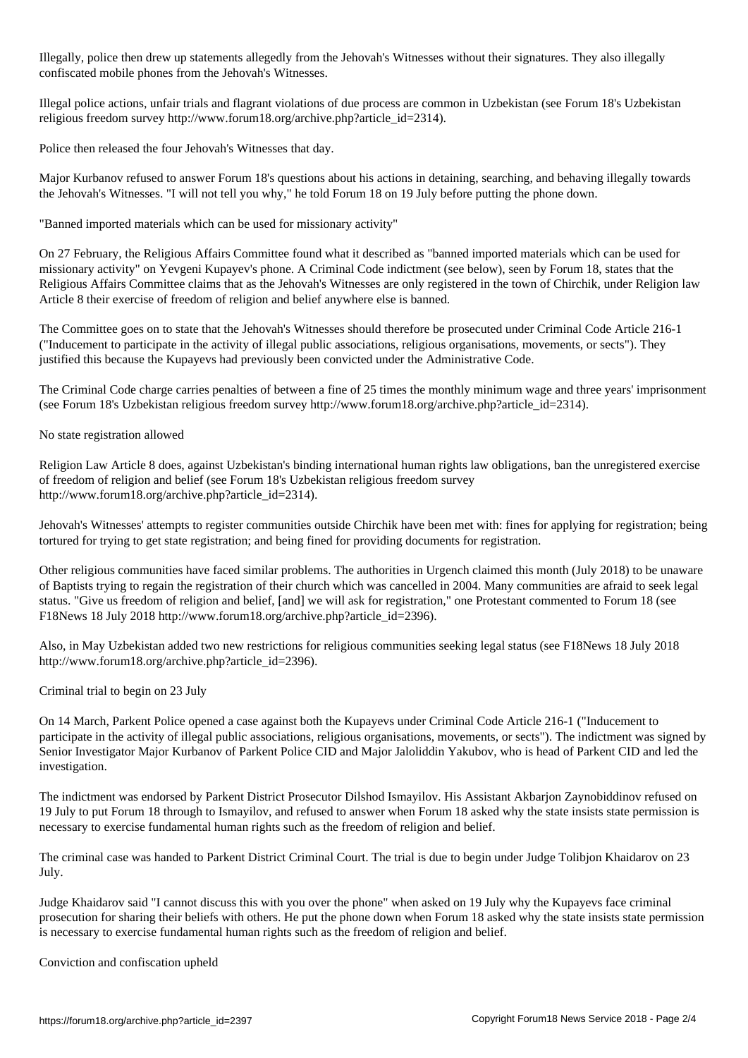Illegally, police then drew up statements allegedly from the Jehovah's Witnesses without their signatures. They also illegally confiscated mobile phones from the Jehovah's Witnesses.

Illegal police actions, unfair trials and flagrant violations of due process are common in Uzbekistan (see Forum 18's Uzbekistan religious freedom survey http://www.forum18.org/archive.php?article_id=2314).

Police then released the four Jehovah's Witnesses that day.

Major Kurbanov refused to answer Forum 18's questions about his actions in detaining, searching, and behaving illegally towards the Jehovah's Witnesses. "I will not tell you why," he told Forum 18 on 19 July before putting the phone down.

## "Banned imported materials which can be used for missionary activity"

On 27 February, the Religious Affairs Committee found what it described as "banned imported materials which can be used for missionary activity" on Yevgeni Kupayev's phone. A Criminal Code indictment (see below), seen by Forum 18, states that the Religious Affairs Committee claims that as the Jehovah's Witnesses are only registered in the town of Chirchik, under Religion law Article 8 their exercise of freedom of religion and belief anywhere else is banned.

The Committee goes on to state that the Jehovah's Witnesses should therefore be prosecuted under Criminal Code Article 216-1 ("Inducement to participate in the activity of illegal public associations, religious organisations, movements, or sects"). They justified this because the Kupayevs had previously been convicted under the Administrative Code.

The Criminal Code charge carries penalties of between a fine of 25 times the monthly minimum wage and three years' imprisonment (see Forum 18's Uzbekistan religious freedom survey http://www.forum18.org/archive.php?article_id=2314).

## No state registration allowed

Religion Law Article 8 does, against Uzbekistan's binding international human rights law obligations, ban the unregistered exercise of freedom of religion and belief (see Forum 18's Uzbekistan religious freedom survey http://www.forum18.org/archive.php?article_id=2314).

Jehovah's Witnesses' attempts to register communities outside Chirchik have been met with: fines for applying for registration; being tortured for trying to get state registration; and being fined for providing documents for registration.

Other religious communities have faced similar problems. The authorities in Urgench claimed this month (July 2018) to be unaware of Baptists trying to regain the registration of their church which was cancelled in 2004. Many communities are afraid to seek legal status. "Give us freedom of religion and belief, [and] we will ask for registration," one Protestant commented to Forum 18 (see F18News 18 July 2018 http://www.forum18.org/archive.php?article_id=2396).

Also, in May Uzbekistan added two new restrictions for religious communities seeking legal status (see F18News 18 July 2018 http://www.forum18.org/archive.php?article_id=2396).

## Criminal trial to begin on 23 July

On 14 March, Parkent Police opened a case against both the Kupayevs under Criminal Code Article 216-1 ("Inducement to participate in the activity of illegal public associations, religious organisations, movements, or sects"). The indictment was signed by Senior Investigator Major Kurbanov of Parkent Police CID and Major Jaloliddin Yakubov, who is head of Parkent CID and led the investigation.

The indictment was endorsed by Parkent District Prosecutor Dilshod Ismayilov. His Assistant Akbarjon Zaynobiddinov refused on 19 July to put Forum 18 through to Ismayilov, and refused to answer when Forum 18 asked why the state insists state permission is necessary to exercise fundamental human rights such as the freedom of religion and belief.

The criminal case was handed to Parkent District Criminal Court. The trial is due to begin under Judge Tolibjon Khaidarov on 23 July.

Judge Khaidarov said "I cannot discuss this with you over the phone" when asked on 19 July why the Kupayevs face criminal prosecution for sharing their beliefs with others. He put the phone down when Forum 18 asked why the state insists state permission is necessary to exercise fundamental human rights such as the freedom of religion and belief.

## Conviction and confiscation upheld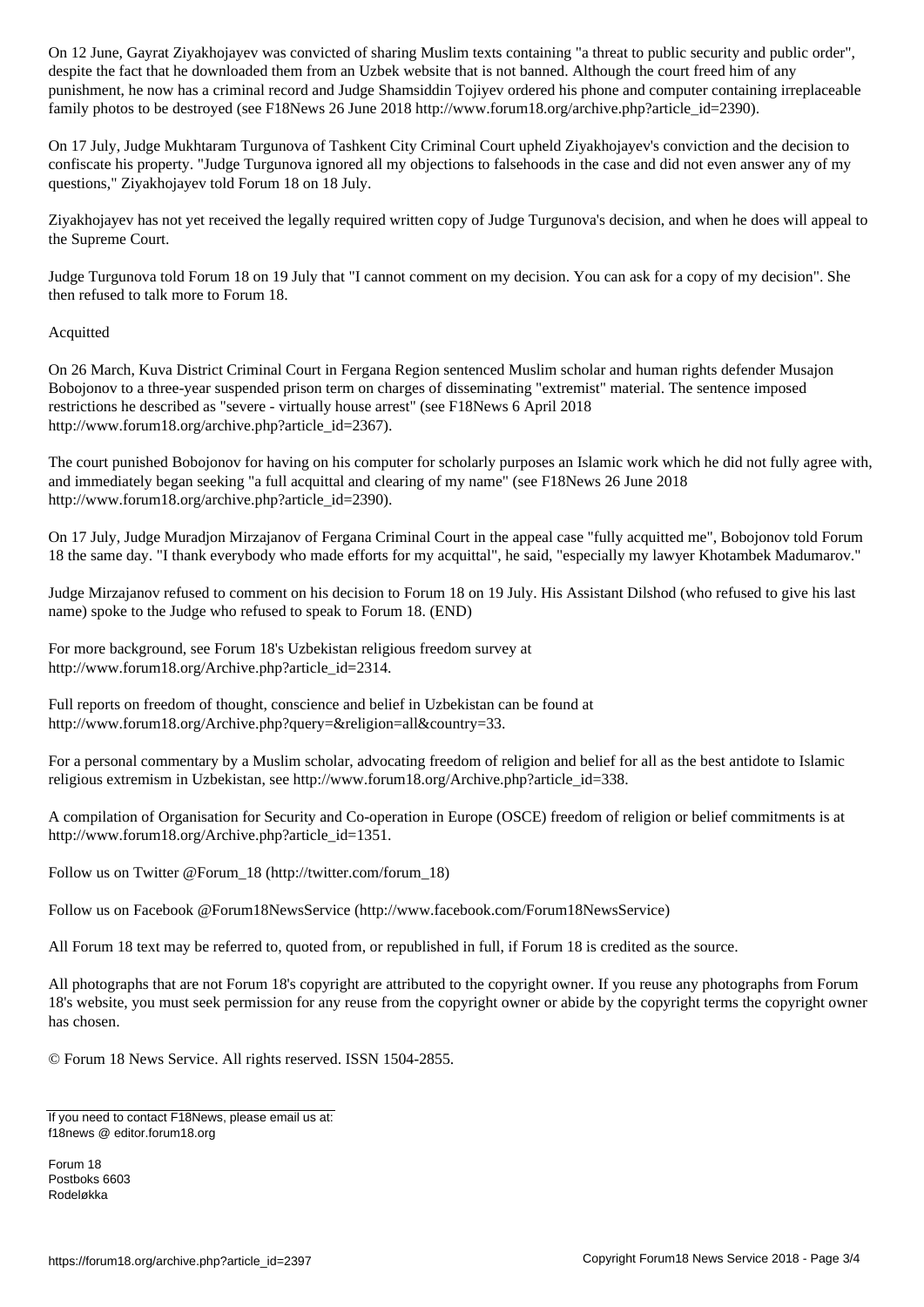On 12 June, Gayrat Ziyakhojayev was convicted of sharing Muslim texts containing "a threat to public security and public order", despite the fact that he downloaded them from an Uzbek website that is not banned. Although the court freed him of any punishment, he now has a criminal record and Judge Shamsiddin Tojiyev ordered his phone and computer containing irreplaceable family photos to be destroyed (see F18News 26 June 2018 http://www.forum18.org/archive.php?article_id=2390).

On 17 July, Judge Mukhtaram Turgunova of Tashkent City Criminal Court upheld Ziyakhojayev's conviction and the decision to confiscate his property. "Judge Turgunova ignored all my objections to falsehoods in the case and did not even answer any of my questions," Ziyakhojayev told Forum 18 on 18 July.

Ziyakhojayev has not yet received the legally required written copy of Judge Turgunova's decision, and when he does will appeal to the Supreme Court.

Judge Turgunova told Forum 18 on 19 July that "I cannot comment on my decision. You can ask for a copy of my decision". She then refused to talk more to Forum 18.

## Acquitted

On 26 March, Kuva District Criminal Court in Fergana Region sentenced Muslim scholar and human rights defender Musajon Bobojonov to a three-year suspended prison term on charges of disseminating "extremist" material. The sentence imposed restrictions he described as "severe - virtually house arrest" (see F18News 6 April 2018 http://www.forum18.org/archive.php?article_id=2367).

The court punished Bobojonov for having on his computer for scholarly purposes an Islamic work which he did not fully agree with, and immediately began seeking "a full acquittal and clearing of my name" (see F18News 26 June 2018 http://www.forum18.org/archive.php?article_id=2390).

On 17 July, Judge Muradjon Mirzajanov of Fergana Criminal Court in the appeal case "fully acquitted me", Bobojonov told Forum 18 the same day. "I thank everybody who made efforts for my acquittal", he said, "especially my lawyer Khotambek Madumarov."

Judge Mirzajanov refused to comment on his decision to Forum 18 on 19 July. His Assistant Dilshod (who refused to give his last name) spoke to the Judge who refused to speak to Forum 18. (END)

For more background, see Forum 18's Uzbekistan religious freedom survey at http://www.forum18.org/Archive.php?article_id=2314.

Full reports on freedom of thought, conscience and belief in Uzbekistan can be found at http://www.forum18.org/Archive.php?query=&religion=all&country=33.

For a personal commentary by a Muslim scholar, advocating freedom of religion and belief for all as the best antidote to Islamic religious extremism in Uzbekistan, see http://www.forum18.org/Archive.php?article_id=338.

A compilation of Organisation for Security and Co-operation in Europe (OSCE) freedom of religion or belief commitments is at http://www.forum18.org/Archive.php?article_id=1351.

Follow us on Twitter @Forum_18 (http://twitter.com/forum_18)

Follow us on Facebook @Forum18NewsService (http://www.facebook.com/Forum18NewsService)

All Forum 18 text may be referred to, quoted from, or republished in full, if Forum 18 is credited as the source.

All photographs that are not Forum 18's copyright are attributed to the copyright owner. If you reuse any photographs from Forum 18's website, you must seek permission for any reuse from the copyright owner or abide by the copyright terms the copyright owner has chosen.

© Forum 18 News Service. All rights reserved. ISSN 1504-2855.

---

If you need to contact F18News, please email us at:
f18news @ editor.forum18.org

Forum 18
Postboks 6603
Rodeløkka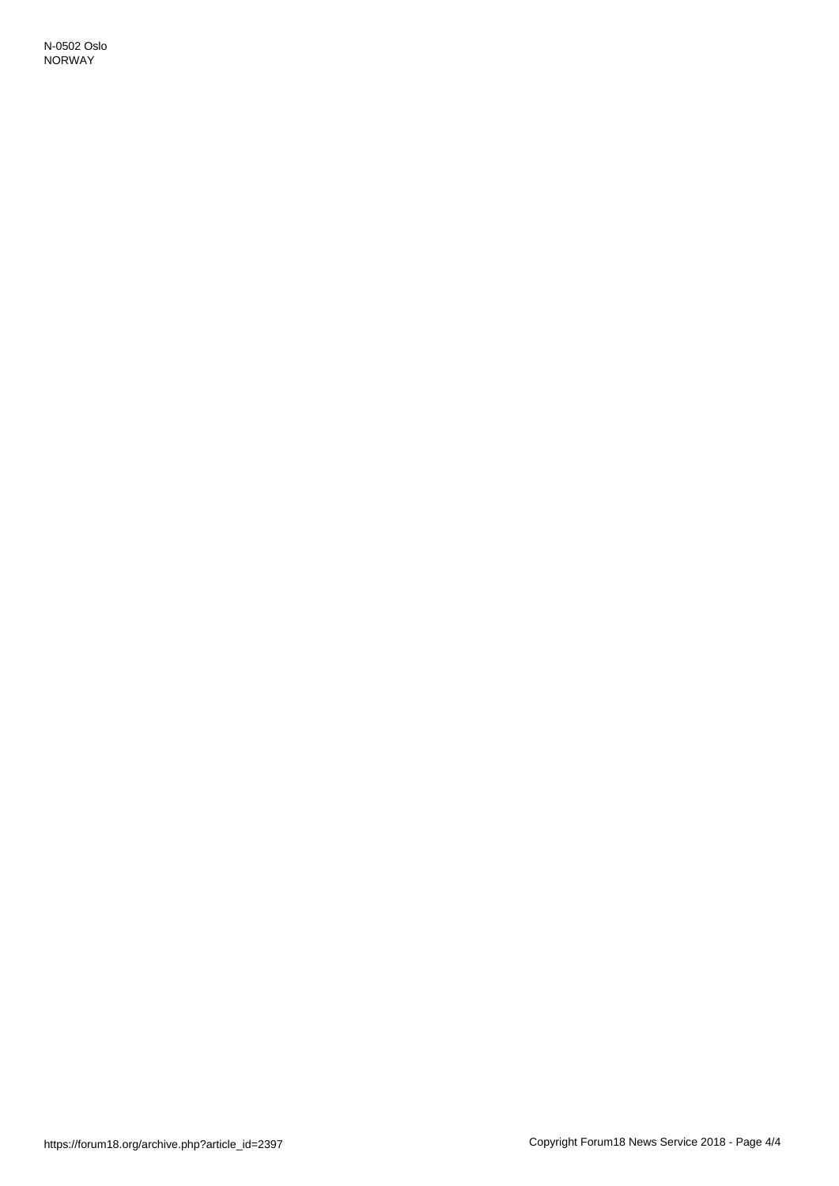N-0502 Oslo
NORWAY